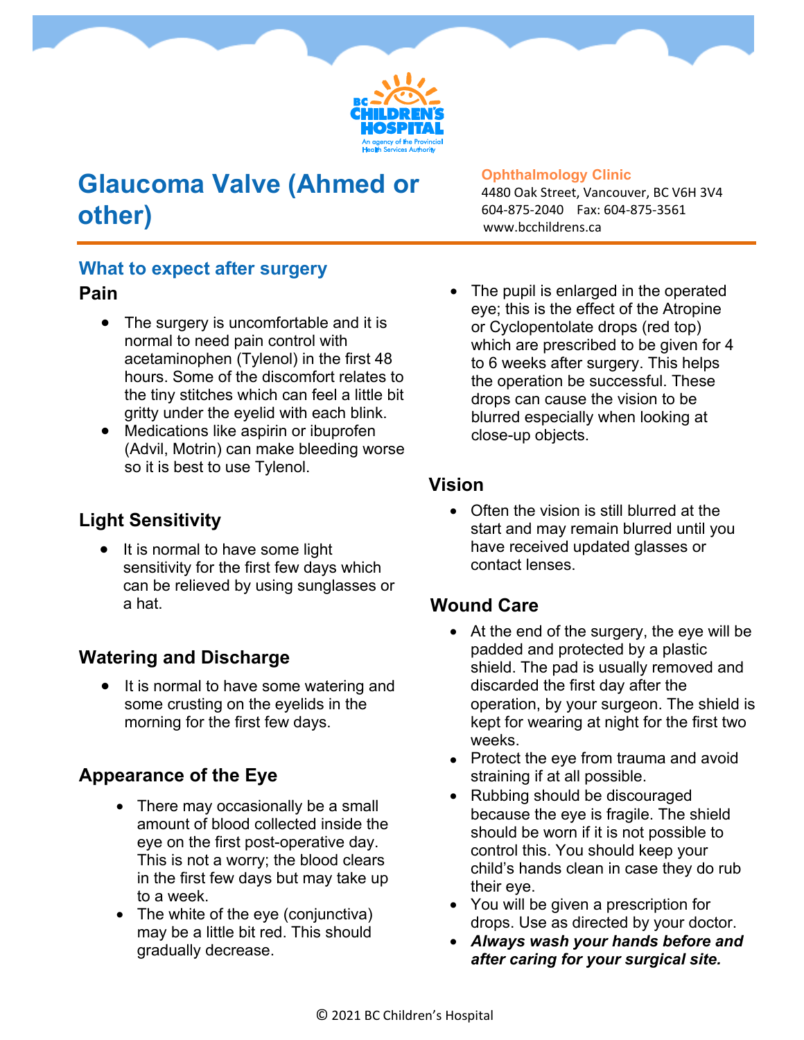# Glaucoma Valve (Ahmed or other)

**Ophthalmology Clinic**
4480 Oak Street, Vancouver, BC V6H 3V4
604-875-2040 Fax: 604-875-3561
www.bcchildrens.ca

## What to expect after surgery

### Pain

- The surgery is uncomfortable and it is normal to need pain control with acetaminophen (Tylenol) in the first 48 hours. Some of the discomfort relates to the tiny stitches which can feel a little bit gritty under the eyelid with each blink.
- Medications like aspirin or ibuprofen (Advil, Motrin) can make bleeding worse so it is best to use Tylenol.

### Light Sensitivity

- It is normal to have some light sensitivity for the first few days which can be relieved by using sunglasses or a hat.

### Watering and Discharge

- It is normal to have some watering and some crusting on the eyelids in the morning for the first few days.

### Appearance of the Eye

- There may occasionally be a small amount of blood collected inside the eye on the first post-operative day. This is not a worry; the blood clears in the first few days but may take up to a week.
- The white of the eye (conjunctiva) may be a little bit red. This should gradually decrease.
- The pupil is enlarged in the operated eye; this is the effect of the Atropine or Cyclopentolate drops (red top) which are prescribed to be given for 4 to 6 weeks after surgery. This helps the operation be successful. These drops can cause the vision to be blurred especially when looking at close-up objects.

### Vision

- Often the vision is still blurred at the start and may remain blurred until you have received updated glasses or contact lenses.

### Wound Care

- At the end of the surgery, the eye will be padded and protected by a plastic shield. The pad is usually removed and discarded the first day after the operation, by your surgeon. The shield is kept for wearing at night for the first two weeks.
- Protect the eye from trauma and avoid straining if at all possible.
- Rubbing should be discouraged because the eye is fragile. The shield should be worn if it is not possible to control this. You should keep your child's hands clean in case they do rub their eye.
- You will be given a prescription for drops. Use as directed by your doctor.
- ***Always wash your hands before and after caring for your surgical site.***

© 2021 BC Children's Hospital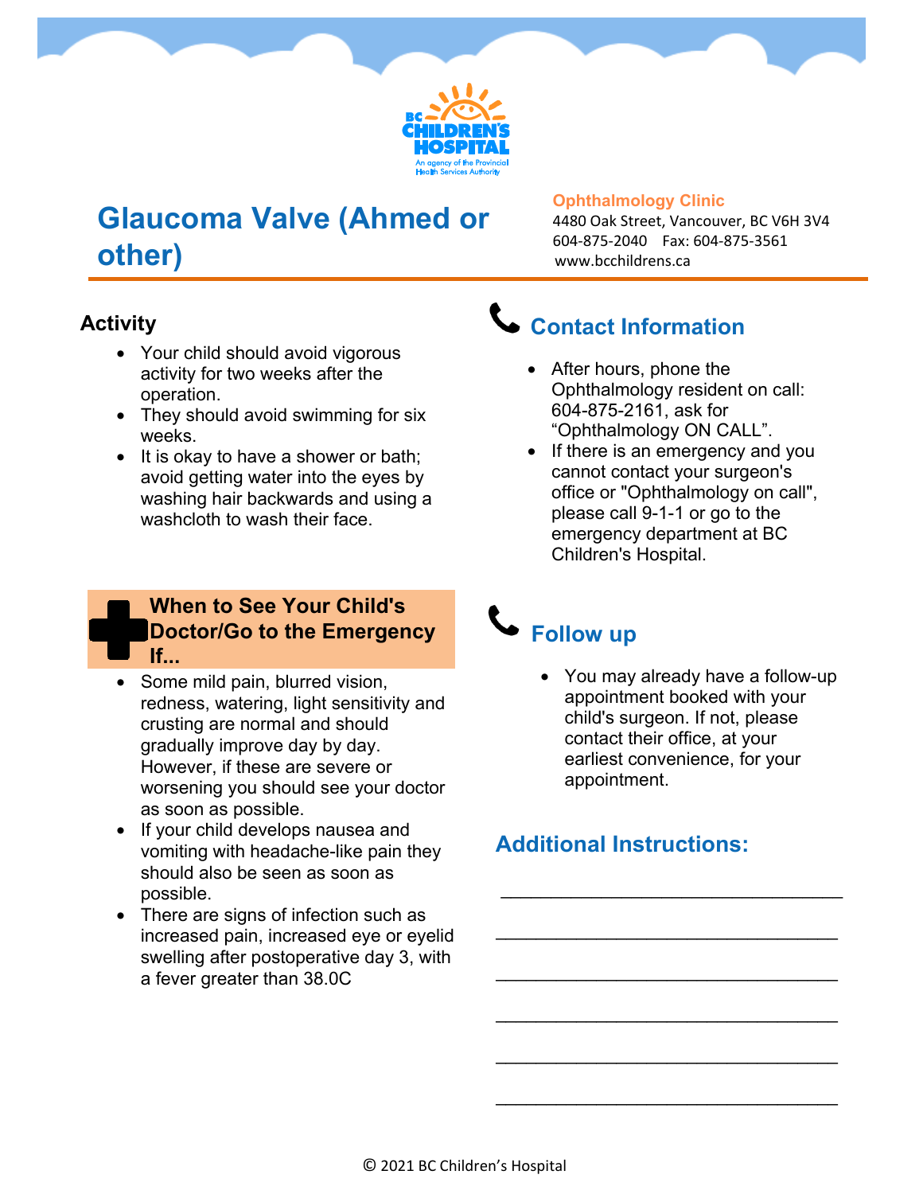# Glaucoma Valve (Ahmed or other)

**Ophthalmology Clinic**
4480 Oak Street, Vancouver, BC V6H 3V4
604-875-2040 Fax: 604-875-3561
www.bcchildrens.ca

## Activity

- Your child should avoid vigorous activity for two weeks after the operation.
- They should avoid swimming for six weeks.
- It is okay to have a shower or bath; avoid getting water into the eyes by washing hair backwards and using a washcloth to wash their face.

## When to See Your Child's Doctor/Go to the Emergency If...

- Some mild pain, blurred vision, redness, watering, light sensitivity and crusting are normal and should gradually improve day by day. However, if these are severe or worsening you should see your doctor as soon as possible.
- If your child develops nausea and vomiting with headache-like pain they should also be seen as soon as possible.
- There are signs of infection such as increased pain, increased eye or eyelid swelling after postoperative day 3, with a fever greater than 38.0C

## Contact Information

- After hours, phone the Ophthalmology resident on call: 604-875-2161, ask for "Ophthalmology ON CALL".
- If there is an emergency and you cannot contact your surgeon's office or "Ophthalmology on call", please call 9-1-1 or go to the emergency department at BC Children's Hospital.

## Follow up

- You may already have a follow-up appointment booked with your child's surgeon. If not, please contact their office, at your earliest convenience, for your appointment.

## Additional Instructions:

\_\_\_\_\_\_\_\_\_\_\_\_\_\_\_\_\_\_\_\_\_\_\_\_\_\_\_\_\_\_\_\_\_\_\_\_

\_\_\_\_\_\_\_\_\_\_\_\_\_\_\_\_\_\_\_\_\_\_\_\_\_\_\_\_\_\_\_\_\_\_\_\_

\_\_\_\_\_\_\_\_\_\_\_\_\_\_\_\_\_\_\_\_\_\_\_\_\_\_\_\_\_\_\_\_\_\_\_\_

\_\_\_\_\_\_\_\_\_\_\_\_\_\_\_\_\_\_\_\_\_\_\_\_\_\_\_\_\_\_\_\_\_\_\_\_

\_\_\_\_\_\_\_\_\_\_\_\_\_\_\_\_\_\_\_\_\_\_\_\_\_\_\_\_\_\_\_\_\_\_\_\_

\_\_\_\_\_\_\_\_\_\_\_\_\_\_\_\_\_\_\_\_\_\_\_\_\_\_\_\_\_\_\_\_\_\_\_\_

© 2021 BC Children's Hospital